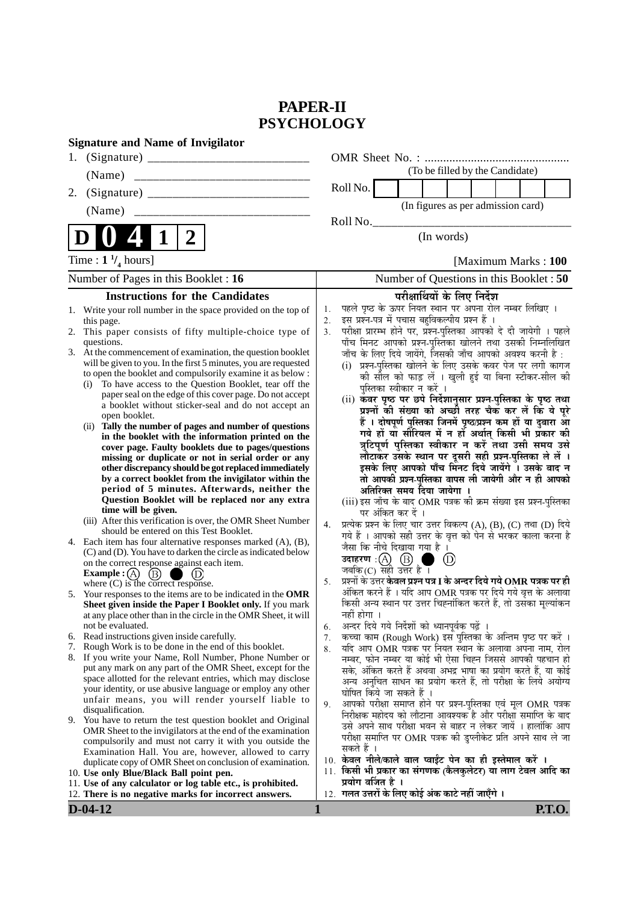# PAPER-II
# PSYCHOLOGY

**Signature and Name of Invigilator**

1. (Signature) __________________________

   (Name) ____________________________

2. (Signature) __________________________

   (Name) ____________________________

OMR Sheet No. : ...............................................

(To be filled by the Candidate)

Roll No. | | | | | | | | |

(In figures as per admission card)

Roll No.________________________________

(In words)

**D 0 4 1 2**

Time : $1\,^1/_4$ hours] [Maximum Marks : **100**

Number of Pages in this Booklet : **16**

Number of Questions in this Booklet : **50**

## Instructions for the Candidates

1. Write your roll number in the space provided on the top of this page.
2. This paper consists of fifty multiple-choice type of questions.
3. At the commencement of examination, the question booklet will be given to you. In the first 5 minutes, you are requested to open the booklet and compulsorily examine it as below :
   (i) To have access to the Question Booklet, tear off the paper seal on the edge of this cover page. Do not accept a booklet without sticker-seal and do not accept an open booklet.
   (ii) **Tally the number of pages and number of questions in the booklet with the information printed on the cover page. Faulty booklets due to pages/questions missing or duplicate or not in serial order or any other discrepancy should be got replaced immediately by a correct booklet from the invigilator within the period of 5 minutes. Afterwards, neither the Question Booklet will be replaced nor any extra time will be given.**
   (iii) After this verification is over, the OMR Sheet Number should be entered on this Test Booklet.
4. Each item has four alternative responses marked (A), (B), (C) and (D). You have to darken the circle as indicated below on the correct response against each item.
   **Example :** (A) (B) ● (D)
   where (C) is the correct response.
5. Your responses to the items are to be indicated in the **OMR Sheet given inside the Paper I Booklet only.** If you mark at any place other than in the circle in the OMR Sheet, it will not be evaluated.
6. Read instructions given inside carefully.
7. Rough Work is to be done in the end of this booklet.
8. If you write your Name, Roll Number, Phone Number or put any mark on any part of the OMR Sheet, except for the space allotted for the relevant entries, which may disclose your identity, or use abusive language or employ any other unfair means, you will render yourself liable to disqualification.
9. You have to return the test question booklet and Original OMR Sheet to the invigilators at the end of the examination compulsorily and must not carry it with you outside the Examination Hall. You are, however, allowed to carry duplicate copy of OMR Sheet on conclusion of examination.
10. **Use only Blue/Black Ball point pen.**
11. **Use of any calculator or log table etc., is prohibited.**
12. **There is no negative marks for incorrect answers.**

## परीक्षार्थियों के लिए निर्देश

1. पहले पृष्ठ के ऊपर नियत स्थान पर अपना रोल नम्बर लिखिए ।
2. इस प्रश्न-पत्र में पचास बहुविकल्पीय प्रश्न हैं ।
3. परीक्षा प्रारम्भ होने पर, प्रश्न-पुस्तिका आपको दे दी जायेगी । पहले पाँच मिनट आपको प्रश्न-पुस्तिका खोलने तथा उसकी निम्नलिखित जाँच के लिए दिये जायेंगे, जिसकी जाँच आपको अवश्य करनी है :
   (i) प्रश्न-पुस्तिका खोलने के लिए उसके कवर पेज पर लगी कागज की सील को फाड़ लें । खुली हुई या बिना स्टीकर-सील की पुस्तिका स्वीकार न करें ।
   (ii) **कवर पृष्ठ पर छपे निर्देशानुसार प्रश्न-पुस्तिका के पृष्ठ तथा प्रश्नों की संख्या को अच्छी तरह चैक कर लें कि ये पूरे हैं । दोषपूर्ण पुस्तिका जिनमें पृष्ठ/प्रश्न कम हों या दुबारा आ गये हों या सीरियल में न हों अर्थात् किसी भी प्रकार की त्रुटिपूर्ण पुस्तिका स्वीकार न करें तथा उसी समय उसे लौटाकर उसके स्थान पर दूसरी सही प्रश्न-पुस्तिका ले लें । इसके लिए आपको पाँच मिनट दिये जायेंगे । उसके बाद न तो आपकी प्रश्न-पुस्तिका वापस ली जायेगी और न ही आपको अतिरिक्त समय दिया जायेगा ।**
   (iii) इस जाँच के बाद OMR पत्रक की क्रम संख्या इस प्रश्न-पुस्तिका पर अंकित कर दें ।
4. प्रत्येक प्रश्न के लिए चार उत्तर विकल्प (A), (B), (C) तथा (D) दिये गये हैं । आपको सही उत्तर के वृत्त को पेन से भरकर काला करना है जैसा कि नीचे दिखाया गया है ।
   **उदाहरण :** (A) (B) ● (D)
   जबकि (C) सही उत्तर है ।
5. प्रश्नों के उत्तर **केवल प्रश्न पत्र I के अन्दर दिये गये OMR पत्रक पर ही** अंकित करने हैं । यदि आप OMR पत्रक पर दिये गये वृत्त के अलावा किसी अन्य स्थान पर उत्तर चिह्नांकित करते हैं, तो उसका मूल्यांकन नहीं होगा ।
6. अन्दर दिये गये निर्देशों को ध्यानपूर्वक पढ़ें ।
7. कच्चा काम (Rough Work) इस पुस्तिका के अन्तिम पृष्ठ पर करें ।
8. यदि आप OMR पत्रक पर नियत स्थान के अलावा अपना नाम, रोल नम्बर, फोन नम्बर या कोई भी ऐसा चिह्न जिससे आपकी पहचान हो सके, अंकित करते हैं अथवा अभद्र भाषा का प्रयोग करते हैं, या कोई अन्य अनुचित साधन का प्रयोग करते हैं, तो परीक्षा के लिये अयोग्य घोषित किये जा सकते हैं ।
9. आपको परीक्षा समाप्त होने पर प्रश्न-पुस्तिका एवं मूल OMR पत्रक निरीक्षक महोदय को लौटाना आवश्यक है और परीक्षा समाप्ति के बाद उसे अपने साथ परीक्षा भवन से बाहर न लेकर जायें । हालांकि आप परीक्षा समाप्ति पर OMR पत्रक की डुप्लीकेट प्रति अपने साथ ले जा सकते हैं ।
10. **केवल नीले/काले बाल प्वाईंट पेन का ही इस्तेमाल करें ।**
11. **किसी भी प्रकार का संगणक (कैलकुलेटर) या लाग टेबल आदि का प्रयोग वर्जित है ।**
12. **गलत उत्तरों के लिए कोई अंक काटे नहीं जाएँगे ।**

**D-04-12** **P.T.O.**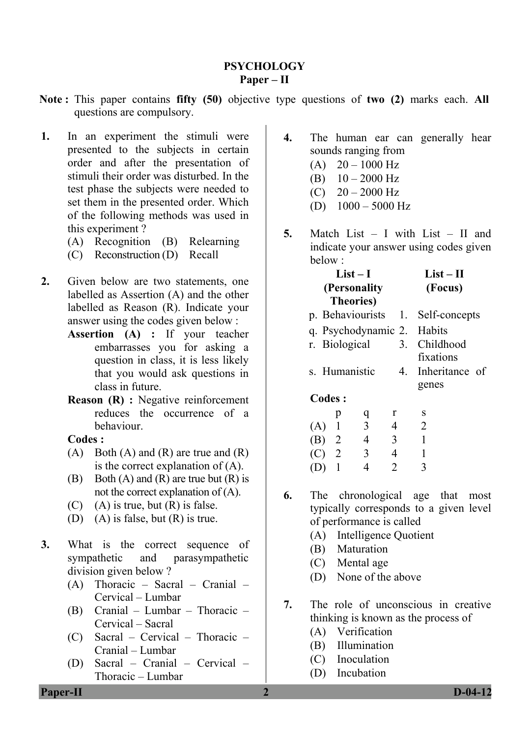# PSYCHOLOGY
## Paper – II

**Note :** This paper contains **fifty (50)** objective type questions of **two (2)** marks each. **All** questions are compulsory.

**1.** In an experiment the stimuli were presented to the subjects in certain order and after the presentation of stimuli their order was disturbed. In the test phase the subjects were needed to set them in the presented order. Which of the following methods was used in this experiment ?

(A) Recognition (B) Relearning
(C) Reconstruction (D) Recall

**2.** Given below are two statements, one labelled as Assertion (A) and the other labelled as Reason (R). Indicate your answer using the codes given below :

**Assertion (A) :** If your teacher embarrasses you for asking a question in class, it is less likely that you would ask questions in class in future.

**Reason (R) :** Negative reinforcement reduces the occurrence of a behaviour.

**Codes :**

(A) Both (A) and (R) are true and (R) is the correct explanation of (A).
(B) Both (A) and (R) are true but (R) is not the correct explanation of (A).
(C) (A) is true, but (R) is false.
(D) (A) is false, but (R) is true.

**3.** What is the correct sequence of sympathetic and parasympathetic division given below ?

(A) Thoracic – Sacral – Cranial – Cervical – Lumbar
(B) Cranial – Lumbar – Thoracic – Cervical – Sacral
(C) Sacral – Cervical – Thoracic – Cranial – Lumbar
(D) Sacral – Cranial – Cervical – Thoracic – Lumbar

**4.** The human ear can generally hear sounds ranging from

(A) 20 – 1000 Hz
(B) 10 – 2000 Hz
(C) 20 – 2000 Hz
(D) 1000 – 5000 Hz

**5.** Match List – I with List – II and indicate your answer using codes given below :

| List – I (Personality Theories) | List – II (Focus) |
|---|---|
| p. Behaviourists | 1. Self-concepts |
| q. Psychodynamic | 2. Habits |
| r. Biological | 3. Childhood fixations |
| s. Humanistic | 4. Inheritance of genes |

**Codes :**

| | p | q | r | s |
|---|---|---|---|---|
| (A) | 1 | 3 | 4 | 2 |
| (B) | 2 | 4 | 3 | 1 |
| (C) | 2 | 3 | 4 | 1 |
| (D) | 1 | 4 | 2 | 3 |

**6.** The chronological age that most typically corresponds to a given level of performance is called

(A) Intelligence Quotient
(B) Maturation
(C) Mental age
(D) None of the above

**7.** The role of unconscious in creative thinking is known as the process of

(A) Verification
(B) Illumination
(C) Inoculation
(D) Incubation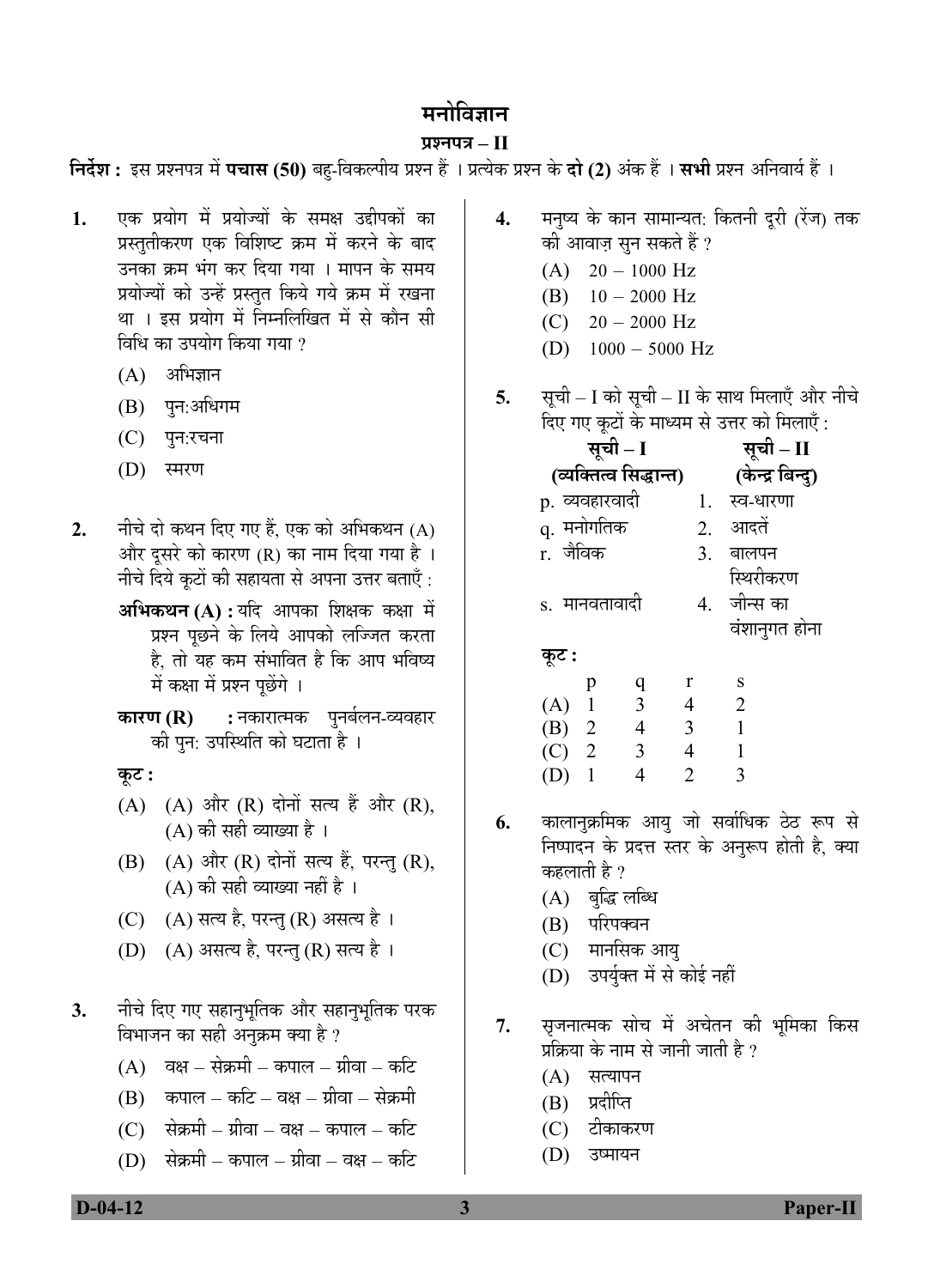# मनोविज्ञान

## प्रश्नपत्र – II

**निर्देश :** इस प्रश्नपत्र में **पचास (50)** बहु-विकल्पीय प्रश्न हैं । प्रत्येक प्रश्न के **दो (2)** अंक हैं । **सभी** प्रश्न अनिवार्य हैं ।

**1.** एक प्रयोग में प्रयोज्यों के समक्ष उद्दीपकों का प्रस्तुतीकरण एक विशिष्ट क्रम में करने के बाद उनका क्रम भंग कर दिया गया । मापन के समय प्रयोज्यों को उन्हें प्रस्तुत किये गये क्रम में रखना था । इस प्रयोग में निम्नलिखित में से कौन सी विधि का उपयोग किया गया ?

(A) अभिज्ञान

(B) पुन:अधिगम

(C) पुन:रचना

(D) स्मरण

**2.** नीचे दो कथन दिए गए हैं, एक को अभिकथन (A) और दूसरे को कारण (R) का नाम दिया गया है । नीचे दिये कूटों की सहायता से अपना उत्तर बताएँ :

**अभिकथन (A) :** यदि आपका शिक्षक कक्षा में प्रश्न पूछने के लिये आपको लज्जित करता है, तो यह कम संभावित है कि आप भविष्य में कक्षा में प्रश्न पूछेंगे ।

**कारण (R) :** नकारात्मक पुनर्बलन-व्यवहार की पुन: उपस्थिति को घटाता है ।

**कूट :**

(A) (A) और (R) दोनों सत्य हैं और (R), (A) की सही व्याख्या है ।

(B) (A) और (R) दोनों सत्य हैं, परन्तु (R), (A) की सही व्याख्या नहीं है ।

(C) (A) सत्य है, परन्तु (R) असत्य है ।

(D) (A) असत्य है, परन्तु (R) सत्य है ।

**3.** नीचे दिए गए सहानुभूतिक और सहानुभूतिक परक विभाजन का सही अनुक्रम क्या है ?

(A) वक्ष – सेक्रमी – कपाल – ग्रीवा – कटि

(B) कपाल – कटि – वक्ष – ग्रीवा – सेक्रमी

(C) सेक्रमी – ग्रीवा – वक्ष – कपाल – कटि

(D) सेक्रमी – कपाल – ग्रीवा – वक्ष – कटि

**4.** मनुष्य के कान सामान्यत: कितनी दूरी (रेंज) तक की आवाज़ सुन सकते हैं ?

(A) 20 – 1000 Hz

(B) 10 – 2000 Hz

(C) 20 – 2000 Hz

(D) 1000 – 5000 Hz

**5.** सूची – I को सूची – II के साथ मिलाएँ और नीचे दिए गए कूटों के माध्यम से उत्तर को मिलाएँ :

| सूची – I (व्यक्तित्व सिद्धान्त) | सूची – II (केन्द्र बिन्दु) |
|---|---|
| p. व्यवहारवादी | 1. स्व-धारणा |
| q. मनोगतिक | 2. आदतें |
| r. जैविक | 3. बालपन स्थिरीकरण |
| s. मानवतावादी | 4. जीन्स का वंशानुगत होना |

**कूट :**

| | p | q | r | s |
|---|---|---|---|---|
| (A) | 1 | 3 | 4 | 2 |
| (B) | 2 | 4 | 3 | 1 |
| (C) | 2 | 3 | 4 | 1 |
| (D) | 1 | 4 | 2 | 3 |

**6.** कालानुक्रमिक आयु जो सर्वाधिक ठेठ रूप से निष्पादन के प्रदत्त स्तर के अनुरूप होती है, क्या कहलाती है ?

(A) बुद्धि लब्धि

(B) परिपक्वन

(C) मानसिक आयु

(D) उपर्युक्त में से कोई नहीं

**7.** सृजनात्मक सोच में अचेतन की भूमिका किस प्रक्रिया के नाम से जानी जाती है ?

(A) सत्यापन

(B) प्रदीप्ति

(C) टीकाकरण

(D) उष्मायन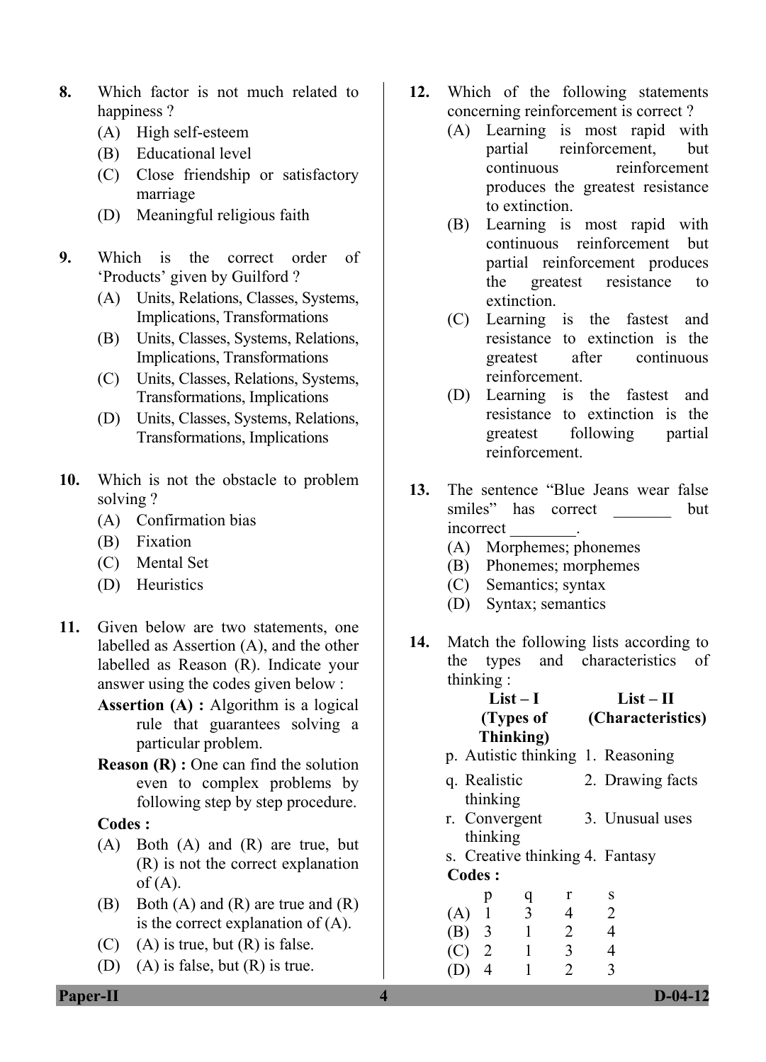8. Which factor is not much related to happiness ?
   (A) High self-esteem
   (B) Educational level
   (C) Close friendship or satisfactory marriage
   (D) Meaningful religious faith

9. Which is the correct order of 'Products' given by Guilford ?
   (A) Units, Relations, Classes, Systems, Implications, Transformations
   (B) Units, Classes, Systems, Relations, Implications, Transformations
   (C) Units, Classes, Relations, Systems, Transformations, Implications
   (D) Units, Classes, Systems, Relations, Transformations, Implications

10. Which is not the obstacle to problem solving ?
    (A) Confirmation bias
    (B) Fixation
    (C) Mental Set
    (D) Heuristics

11. Given below are two statements, one labelled as Assertion (A), and the other labelled as Reason (R). Indicate your answer using the codes given below :

    **Assertion (A) :** Algorithm is a logical rule that guarantees solving a particular problem.

    **Reason (R) :** One can find the solution even to complex problems by following step by step procedure.

    **Codes :**
    (A) Both (A) and (R) are true, but (R) is not the correct explanation of (A).
    (B) Both (A) and (R) are true and (R) is the correct explanation of (A).
    (C) (A) is true, but (R) is false.
    (D) (A) is false, but (R) is true.

12. Which of the following statements concerning reinforcement is correct ?
    (A) Learning is most rapid with partial reinforcement, but continuous reinforcement produces the greatest resistance to extinction.
    (B) Learning is most rapid with continuous reinforcement but partial reinforcement produces the greatest resistance to extinction.
    (C) Learning is the fastest and resistance to extinction is the greatest after continuous reinforcement.
    (D) Learning is the fastest and resistance to extinction is the greatest following partial reinforcement.

13. The sentence "Blue Jeans wear false smiles" has correct _______ but incorrect ________.
    (A) Morphemes; phonemes
    (B) Phonemes; morphemes
    (C) Semantics; syntax
    (D) Syntax; semantics

14. Match the following lists according to the types and characteristics of thinking :

| | List – I (Types of Thinking) | | List – II (Characteristics) |
|---|---|---|---|
| p. | Autistic thinking | 1. | Reasoning |
| q. | Realistic thinking | 2. | Drawing facts |
| r. | Convergent thinking | 3. | Unusual uses |
| s. | Creative thinking | 4. | Fantasy |

**Codes :**

| | p | q | r | s |
|---|---|---|---|---|
| (A) | 1 | 3 | 4 | 2 |
| (B) | 3 | 1 | 2 | 4 |
| (C) | 2 | 1 | 3 | 4 |
| (D) | 4 | 1 | 2 | 3 |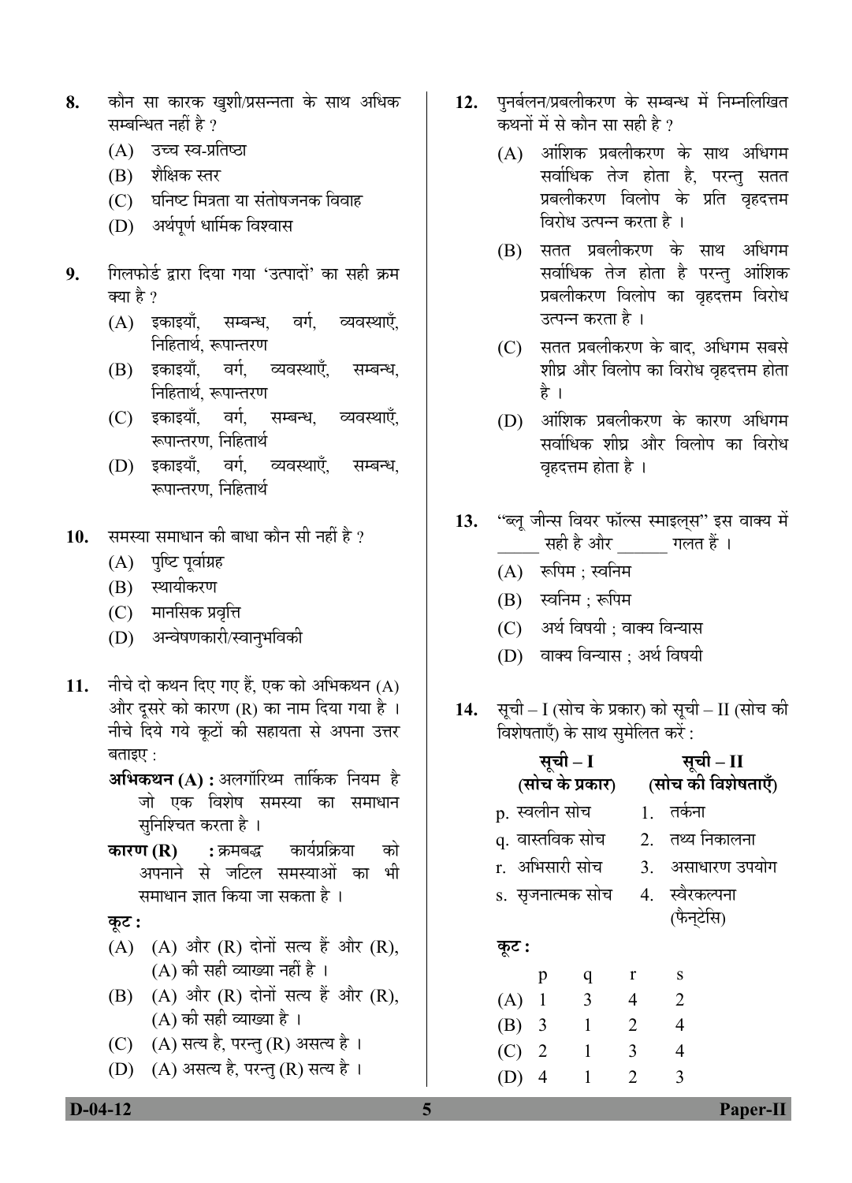8. कौन सा कारक खुशी/प्रसन्नता के साथ अधिक सम्बन्धित नहीं है ?
   (A) उच्च स्व-प्रतिष्ठा
   (B) शैक्षिक स्तर
   (C) घनिष्ट मित्रता या संतोषजनक विवाह
   (D) अर्थपूर्ण धार्मिक विश्वास

9. गिलफोर्ड द्वारा दिया गया 'उत्पादों' का सही क्रम क्या है ?
   (A) इकाइयाँ, सम्बन्ध, वर्ग, व्यवस्थाएँ, निहितार्थ, रूपान्तरण
   (B) इकाइयाँ, वर्ग, व्यवस्थाएँ, सम्बन्ध, निहितार्थ, रूपान्तरण
   (C) इकाइयाँ, वर्ग, सम्बन्ध, व्यवस्थाएँ, रूपान्तरण, निहितार्थ
   (D) इकाइयाँ, वर्ग, व्यवस्थाएँ, सम्बन्ध, रूपान्तरण, निहितार्थ

10. समस्या समाधान की बाधा कौन सी नहीं है ?
   (A) पुष्टि पूर्वाग्रह
   (B) स्थायीकरण
   (C) मानसिक प्रवृत्ति
   (D) अन्वेषणकारी/स्वानुभविकी

11. नीचे दो कथन दिए गए हैं, एक को अभिकथन (A) और दूसरे को कारण (R) का नाम दिया गया है । नीचे दिये गये कूटों की सहायता से अपना उत्तर बताइए :

   **अभिकथन (A) :** अलगॉरिथ्म तार्किक नियम है जो एक विशेष समस्या का समाधान सुनिश्चित करता है ।

   **कारण (R) :** क्रमबद्ध कार्यप्रक्रिया को अपनाने से जटिल समस्याओं का भी समाधान ज्ञात किया जा सकता है ।

   **कूट :**
   (A) (A) और (R) दोनों सत्य हैं और (R), (A) की सही व्याख्या नहीं है ।
   (B) (A) और (R) दोनों सत्य हैं और (R), (A) की सही व्याख्या है ।
   (C) (A) सत्य है, परन्तु (R) असत्य है ।
   (D) (A) असत्य है, परन्तु (R) सत्य है ।

12. पुनर्बलन/प्रबलीकरण के सम्बन्ध में निम्नलिखित कथनों में से कौन सा सही है ?
   (A) आंशिक प्रबलीकरण के साथ अधिगम सर्वाधिक तेज होता है, परन्तु सतत प्रबलीकरण विलोप के प्रति वृहदत्तम विरोध उत्पन्न करता है ।
   (B) सतत प्रबलीकरण के साथ अधिगम सर्वाधिक तेज होता है परन्तु आंशिक प्रबलीकरण विलोप का वृहदत्तम विरोध उत्पन्न करता है ।
   (C) सतत प्रबलीकरण के बाद, अधिगम सबसे शीघ्र और विलोप का विरोध वृहदत्तम होता है ।
   (D) आंशिक प्रबलीकरण के कारण अधिगम सर्वाधिक शीघ्र और विलोप का विरोध वृहदत्तम होता है ।

13. "ब्लू जीन्स वियर फॉल्स स्माइल्स" इस वाक्य में _____ सही है और ______ गलत हैं ।
   (A) रूपिम ; स्वनिम
   (B) स्वनिम ; रूपिम
   (C) अर्थ विषयी ; वाक्य विन्यास
   (D) वाक्य विन्यास ; अर्थ विषयी

14. सूची – I (सोच के प्रकार) को सूची – II (सोच की विशेषताएँ) के साथ सुमेलित करें :

| **सूची – I (सोच के प्रकार)** | **सूची – II (सोच की विशेषताएँ)** |
|---|---|
| p. स्वलीन सोच | 1. तर्कना |
| q. वास्तविक सोच | 2. तथ्य निकालना |
| r. अभिसारी सोच | 3. असाधारण उपयोग |
| s. सृजनात्मक सोच | 4. स्वैरकल्पना (फैन्टेसि) |

   **कूट :**

|  | p | q | r | s |
|---|---|---|---|---|
| (A) | 1 | 3 | 4 | 2 |
| (B) | 3 | 1 | 2 | 4 |
| (C) | 2 | 1 | 3 | 4 |
| (D) | 4 | 1 | 2 | 3 |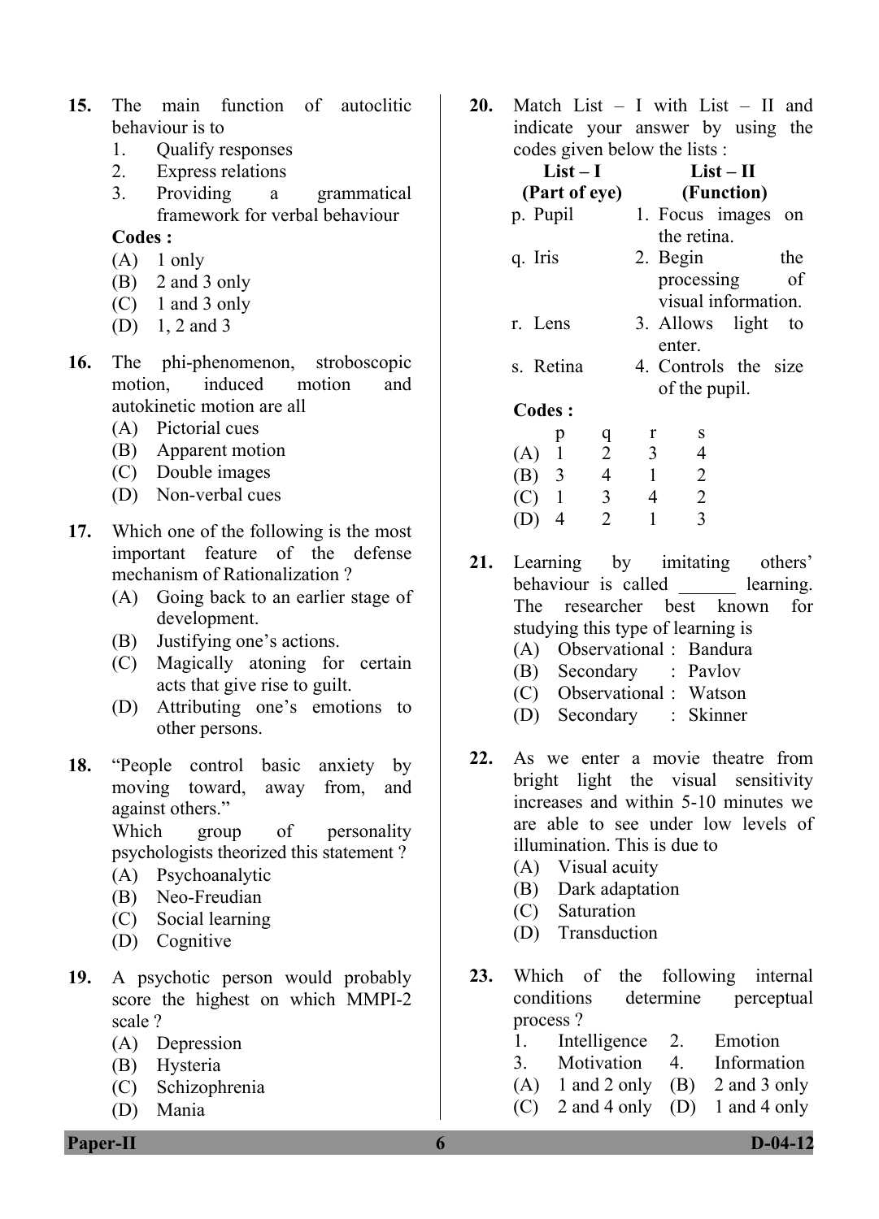15. The main function of autoclitic behaviour is to

    1. Qualify responses
    2. Express relations
    3. Providing a grammatical framework for verbal behaviour

    **Codes :**

    (A) 1 only
    (B) 2 and 3 only
    (C) 1 and 3 only
    (D) 1, 2 and 3

16. The phi-phenomenon, stroboscopic motion, induced motion and autokinetic motion are all

    (A) Pictorial cues
    (B) Apparent motion
    (C) Double images
    (D) Non-verbal cues

17. Which one of the following is the most important feature of the defense mechanism of Rationalization ?

    (A) Going back to an earlier stage of development.
    (B) Justifying one's actions.
    (C) Magically atoning for certain acts that give rise to guilt.
    (D) Attributing one's emotions to other persons.

18. "People control basic anxiety by moving toward, away from, and against others."
    Which group of personality psychologists theorized this statement ?

    (A) Psychoanalytic
    (B) Neo-Freudian
    (C) Social learning
    (D) Cognitive

19. A psychotic person would probably score the highest on which MMPI-2 scale ?

    (A) Depression
    (B) Hysteria
    (C) Schizophrenia
    (D) Mania

20. Match List – I with List – II and indicate your answer by using the codes given below the lists :

| List – I (Part of eye) | List – II (Function) |
|---|---|
| p. Pupil | 1. Focus images on the retina. |
| q. Iris | 2. Begin the processing of visual information. |
| r. Lens | 3. Allows light to enter. |
| s. Retina | 4. Controls the size of the pupil. |

**Codes :**

| | p | q | r | s |
|---|---|---|---|---|
| (A) | 1 | 2 | 3 | 4 |
| (B) | 3 | 4 | 1 | 2 |
| (C) | 1 | 3 | 4 | 2 |
| (D) | 4 | 2 | 1 | 3 |

21. Learning by imitating others' behaviour is called ______ learning. The researcher best known for studying this type of learning is

    (A) Observational : Bandura
    (B) Secondary : Pavlov
    (C) Observational : Watson
    (D) Secondary : Skinner

22. As we enter a movie theatre from bright light the visual sensitivity increases and within 5-10 minutes we are able to see under low levels of illumination. This is due to

    (A) Visual acuity
    (B) Dark adaptation
    (C) Saturation
    (D) Transduction

23. Which of the following internal conditions determine perceptual process ?

    1. Intelligence
    2. Emotion
    3. Motivation
    4. Information

    (A) 1 and 2 only
    (B) 2 and 3 only
    (C) 2 and 4 only
    (D) 1 and 4 only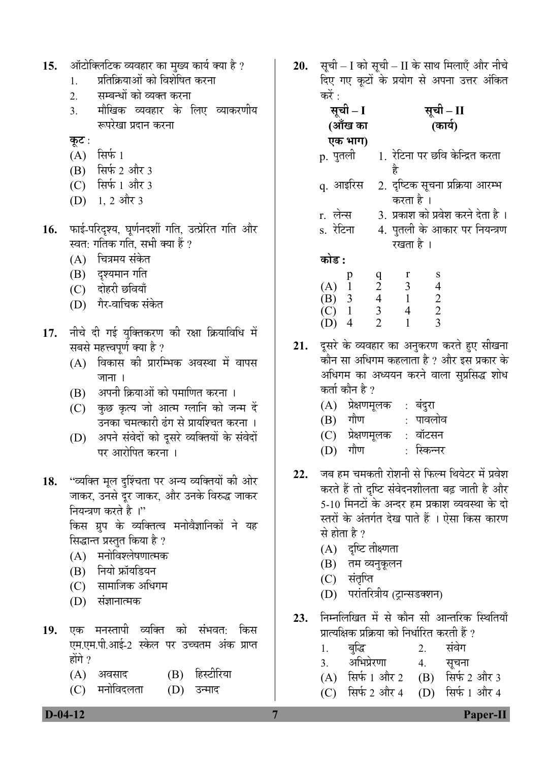**15.** ऑटोक्लिटिक व्यवहार का मुख्य कार्य क्या है ?

1. प्रतिक्रियाओं को विशेषित करना
2. सम्बन्धों को व्यक्त करना
3. मौखिक व्यवहार के लिए व्याकरणीय रूपरेखा प्रदान करना

**कूट :**

(A) सिर्फ 1
(B) सिर्फ 2 और 3
(C) सिर्फ 1 और 3
(D) 1, 2 और 3

**16.** फाई-परिदृश्य, घूर्णनदर्शी गति, उत्प्रेरित गति और स्वत: गतिक गति, सभी क्या हैं ?

(A) चित्रमय संकेत
(B) दृश्यमान गति
(C) दोहरी छवियाँ
(D) गैर-वाचिक संकेत

**17.** नीचे दी गई युक्तिकरण की रक्षा क्रियाविधि में सबसे महत्त्वपूर्ण क्या है ?

(A) विकास की प्रारम्भिक अवस्था में वापस जाना ।
(B) अपनी क्रियाओं को पमाणित करना ।
(C) कुछ कृत्य जो आत्म ग्लानि को जन्म दें उनका चमत्कारी ढंग से प्रायश्चित करना ।
(D) अपने संवेदों को दूसरे व्यक्तियों के संवेदों पर आरोपित करना ।

**18.** "व्यक्ति मूल दुश्‍िचता पर अन्य व्यक्तियों की ओर जाकर, उनसे दूर जाकर, और उनके विरुद्ध जाकर नियन्त्रण करते है ।"
किस ग्रुप के व्यक्तित्व मनोवैज्ञानिकों ने यह सिद्धान्त प्रस्तुत किया है ?

(A) मनोविश्लेषणात्मक
(B) नियो फ्रॉयडियन
(C) सामाजिक अधिगम
(D) संज्ञानात्मक

**19.** एक मनस्तापी व्यक्ति को संभवत: किस एम.एम.पी.आई-2 स्केल पर उच्चतम अंक प्राप्त होंगे ?

(A) अवसाद
(B) हिस्टीरिया
(C) मनोविदलता
(D) उन्माद

**20.** सूची – I को सूची – II के साथ मिलाएँ और नीचे दिए गए कूटों के प्रयोग से अपना उत्तर अंकित करें :

| सूची – I (आँख का एक भाग) | सूची – II (कार्य) |
|---|---|
| p. पुतली | 1. रेटिना पर छवि केन्द्रित करता है |
| q. आइरिस | 2. दृष्टिक सूचना प्रक्रिया आरम्भ करता है । |
| r. लेन्स | 3. प्रकाश को प्रवेश करने देता है । |
| s. रेटिना | 4. पुतली के आकार पर नियन्त्रण रखता है । |

**कोड :**

| | p | q | r | s |
|---|---|---|---|---|
| (A) | 1 | 2 | 3 | 4 |
| (B) | 3 | 4 | 1 | 2 |
| (C) | 1 | 3 | 4 | 2 |
| (D) | 4 | 2 | 1 | 3 |

**21.** दूसरे के व्यवहार का अनुकरण करते हुए सीखना कौन सा अधिगम कहलाता है ? और इस प्रकार के अधिगम का अध्ययन करने वाला सुप्रसिद्ध शोध कर्ता कौन है ?

(A) प्रेक्षणमूलक : बंदुरा
(B) गौण : पावलोव
(C) प्रेक्षणमूलक : वॉटसन
(D) गौण : स्किन्नर

**22.** जब हम चमकती रोशनी से फिल्म थियेटर में प्रवेश करते हैं तो दृष्टि संवेदनशीलता बढ़ जाती है और 5-10 मिनटों के अन्दर हम प्रकाश व्यवस्था के दो स्तरों के अंतर्गत देख पाते हैं । ऐसा किस कारण से होता है ?

(A) दृष्टि तीक्ष्णता
(B) तम व्यनुकूलन
(C) संतृप्ति
(D) परांतरित्रीय (ट्रान्सडक्शन)

**23.** निम्नलिखित में से कौन सी आन्तरिक स्थितियाँ प्रात्यक्षिक प्रक्रिया को निर्धारित करती हैं ?

1. बुद्धि
2. संवेग
3. अभिप्रेरणा
4. सूचना

(A) सिर्फ 1 और 2
(B) सिर्फ 2 और 3
(C) सिर्फ 2 और 4
(D) सिर्फ 1 और 4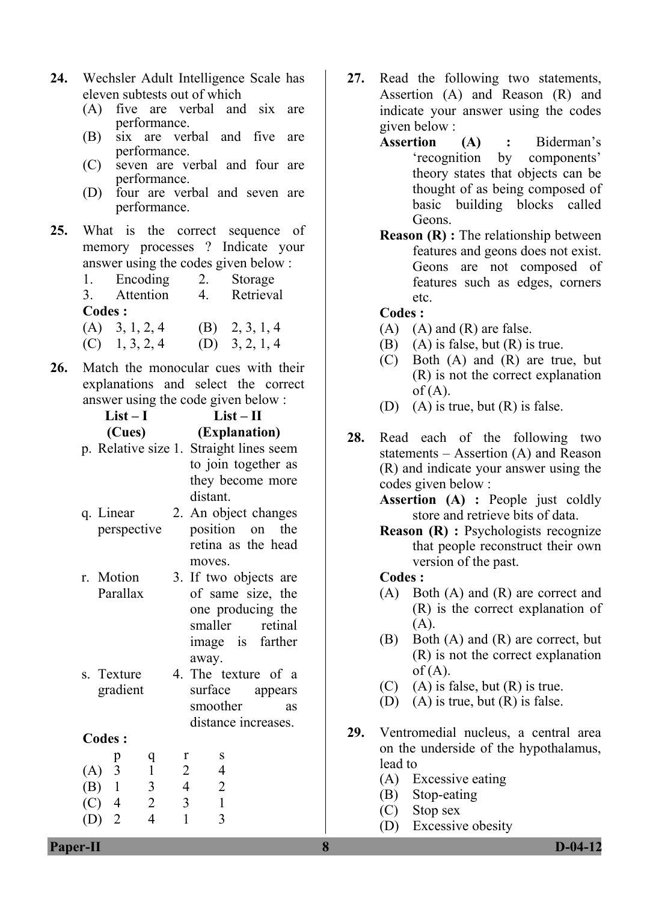24. Wechsler Adult Intelligence Scale has eleven subtests out of which
    (A) five are verbal and six are performance.
    (B) six are verbal and five are performance.
    (C) seven are verbal and four are performance.
    (D) four are verbal and seven are performance.

25. What is the correct sequence of memory processes ? Indicate your answer using the codes given below :

    1. Encoding  2. Storage
    3. Attention  4. Retrieval

    **Codes :**

    (A) 3, 1, 2, 4  (B) 2, 3, 1, 4
    (C) 1, 3, 2, 4  (D) 3, 2, 1, 4

26. Match the monocular cues with their explanations and select the correct answer using the code given below :

| List – I (Cues) | List – II (Explanation) |
|---|---|
| p. Relative size | 1. Straight lines seem to join together as they become more distant. |
| q. Linear perspective | 2. An object changes position on the retina as the head moves. |
| r. Motion Parallax | 3. If two objects are of same size, the one producing the smaller retinal image is farther away. |
| s. Texture gradient | 4. The texture of a surface appears smoother as distance increases. |

**Codes :**

| | p | q | r | s |
|---|---|---|---|---|
| (A) | 3 | 1 | 2 | 4 |
| (B) | 1 | 3 | 4 | 2 |
| (C) | 4 | 2 | 3 | 1 |
| (D) | 2 | 4 | 1 | 3 |

27. Read the following two statements, Assertion (A) and Reason (R) and indicate your answer using the codes given below :

    **Assertion (A) :** Biderman's 'recognition by components' theory states that objects can be thought of as being composed of basic building blocks called Geons.

    **Reason (R) :** The relationship between features and geons does not exist. Geons are not composed of features such as edges, corners etc.

    **Codes :**

    (A) (A) and (R) are false.
    (B) (A) is false, but (R) is true.
    (C) Both (A) and (R) are true, but (R) is not the correct explanation of (A).
    (D) (A) is true, but (R) is false.

28. Read each of the following two statements – Assertion (A) and Reason (R) and indicate your answer using the codes given below :

    **Assertion (A) :** People just coldly store and retrieve bits of data.

    **Reason (R) :** Psychologists recognize that people reconstruct their own version of the past.

    **Codes :**

    (A) Both (A) and (R) are correct and (R) is the correct explanation of (A).
    (B) Both (A) and (R) are correct, but (R) is not the correct explanation of (A).
    (C) (A) is false, but (R) is true.
    (D) (A) is true, but (R) is false.

29. Ventromedial nucleus, a central area on the underside of the hypothalamus, lead to
    (A) Excessive eating
    (B) Stop-eating
    (C) Stop sex
    (D) Excessive obesity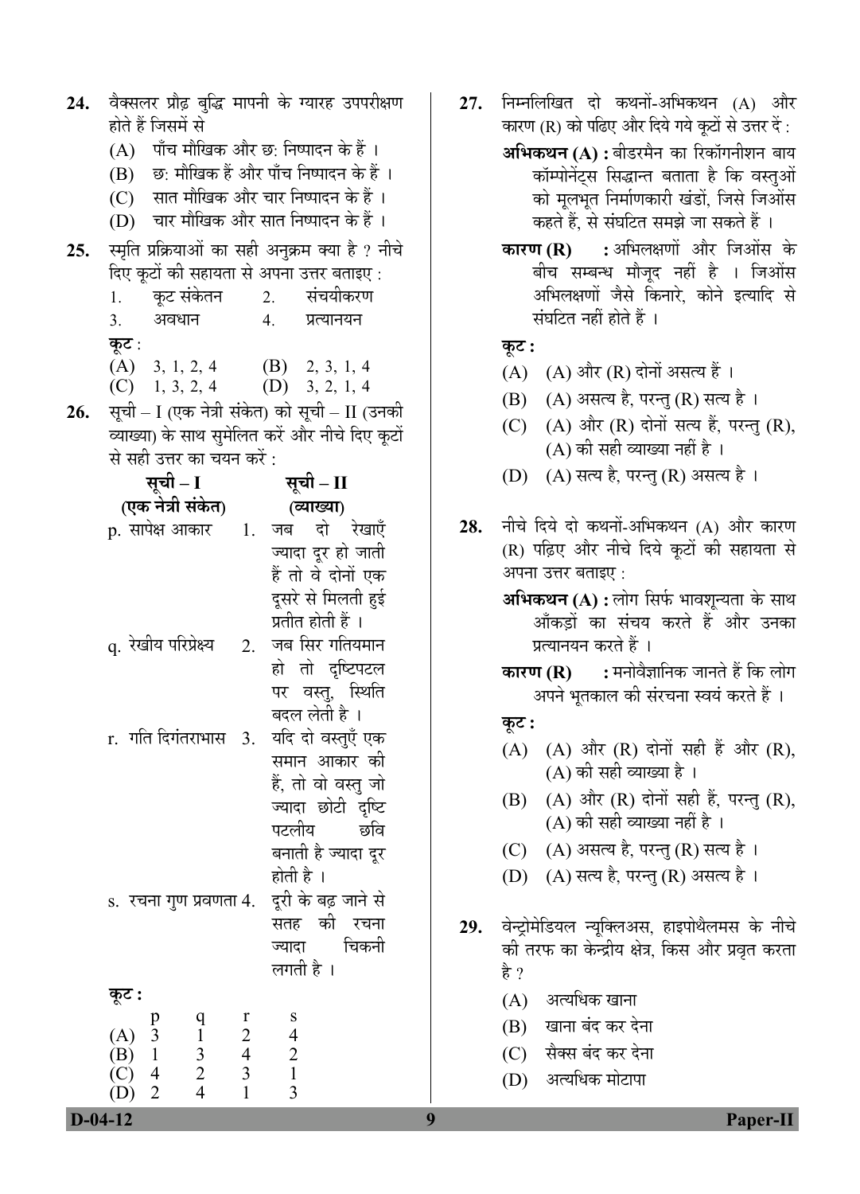24. वेक्सलर प्रौढ़ बुद्धि मापनी के ग्यारह उपपरीक्षण होते हैं जिसमें से
   (A) पाँच मौखिक और छः निष्पादन के हैं ।
   (B) छः मौखिक हैं और पाँच निष्पादन के हैं ।
   (C) सात मौखिक और चार निष्पादन के हैं ।
   (D) चार मौखिक और सात निष्पादन के हैं ।

25. स्मृति प्रक्रियाओं का सही अनुक्रम क्या है ? नीचे दिए कूटों की सहायता से अपना उत्तर बताइए :
   1. कूट संकेतन
   2. संचयीकरण
   3. अवधान
   4. प्रत्यानयन

   **कूट :**
   (A) 3, 1, 2, 4
   (B) 2, 3, 1, 4
   (C) 1, 3, 2, 4
   (D) 3, 2, 1, 4

26. सूची – I (एक नेत्री संकेत) को सूची – II (उनकी व्याख्या) के साथ सुमेलित करें और नीचे दिए कूटों से सही उत्तर का चयन करें :

| सूची – I (एक नेत्री संकेत) | सूची – II (व्याख्या) |
|---|---|
| p. सापेक्ष आकार | 1. जब दो रेखाएँ ज्यादा दूर हो जाती हैं तो वे दोनों एक दूसरे से मिलती हुई प्रतीत होती हैं । |
| q. रेखीय परिप्रेक्ष्य | 2. जब सिर गतियमान हो तो दृष्टिपटल पर वस्तु, स्थिति बदल लेती है । |
| r. गति दिगंतराभास | 3. यदि दो वस्तुएँ एक समान आकार की हैं, तो वो वस्तु जो ज्यादा छोटी दृष्टि पटलीय छवि बनाती है ज्यादा दूर होती है । |
| s. रचना गुण प्रवणता | 4. दूरी के बढ़ जाने से सतह की रचना ज्यादा चिकनी लगती है । |

   **कूट :**

|   | p | q | r | s |
|---|---|---|---|---|
| (A) | 3 | 1 | 2 | 4 |
| (B) | 1 | 3 | 4 | 2 |
| (C) | 4 | 2 | 3 | 1 |
| (D) | 2 | 4 | 1 | 3 |

27. निम्नलिखित दो कथनों-अभिकथन (A) और कारण (R) को पढिए और दिये गये कूटों से उत्तर दें :

   **अभिकथन (A) :** बीडरमैन का रिकॉगनीशन बाय कॉम्पोनेंट्स सिद्धान्त बताता है कि वस्तुओं को मूलभूत निर्माणकारी खंडों, जिसे जिओंस कहते हैं, से संघटित समझे जा सकते हैं ।

   **कारण (R) :** अभिलक्षणों और जिओंस के बीच सम्बन्ध मौजूद नहीं है । जिओंस अभिलक्षणों जैसे किनारे, कोने इत्यादि से संघटित नहीं होते हैं ।

   **कूट :**
   (A) (A) और (R) दोनों असत्य हैं ।
   (B) (A) असत्य है, परन्तु (R) सत्य है ।
   (C) (A) और (R) दोनों सत्य हैं, परन्तु (R), (A) की सही व्याख्या नहीं है ।
   (D) (A) सत्य है, परन्तु (R) असत्य है ।

28. नीचे दिये दो कथनों-अभिकथन (A) और कारण (R) पढ़िए और नीचे दिये कूटों की सहायता से अपना उत्तर बताइए :

   **अभिकथन (A) :** लोग सिर्फ भावशून्यता के साथ आँकड़ों का संचय करते हैं और उनका प्रत्यानयन करते हैं ।

   **कारण (R) :** मनोवैज्ञानिक जानते हैं कि लोग अपने भूतकाल की संरचना स्वयं करते हैं ।

   **कूट :**
   (A) (A) और (R) दोनों सही हैं और (R), (A) की सही व्याख्या है ।
   (B) (A) और (R) दोनों सही हैं, परन्तु (R), (A) की सही व्याख्या नहीं है ।
   (C) (A) असत्य है, परन्तु (R) सत्य है ।
   (D) (A) सत्य है, परन्तु (R) असत्य है ।

29. वेन्ट्रोमेडियल न्यूक्लिअस, हाइपोथैलमस के नीचे की तरफ का केन्द्रीय क्षेत्र, किस ओर प्रवृत करता है ?
   (A) अत्यधिक खाना
   (B) खाना बंद कर देना
   (C) सैक्स बंद कर देना
   (D) अत्यधिक मोटापा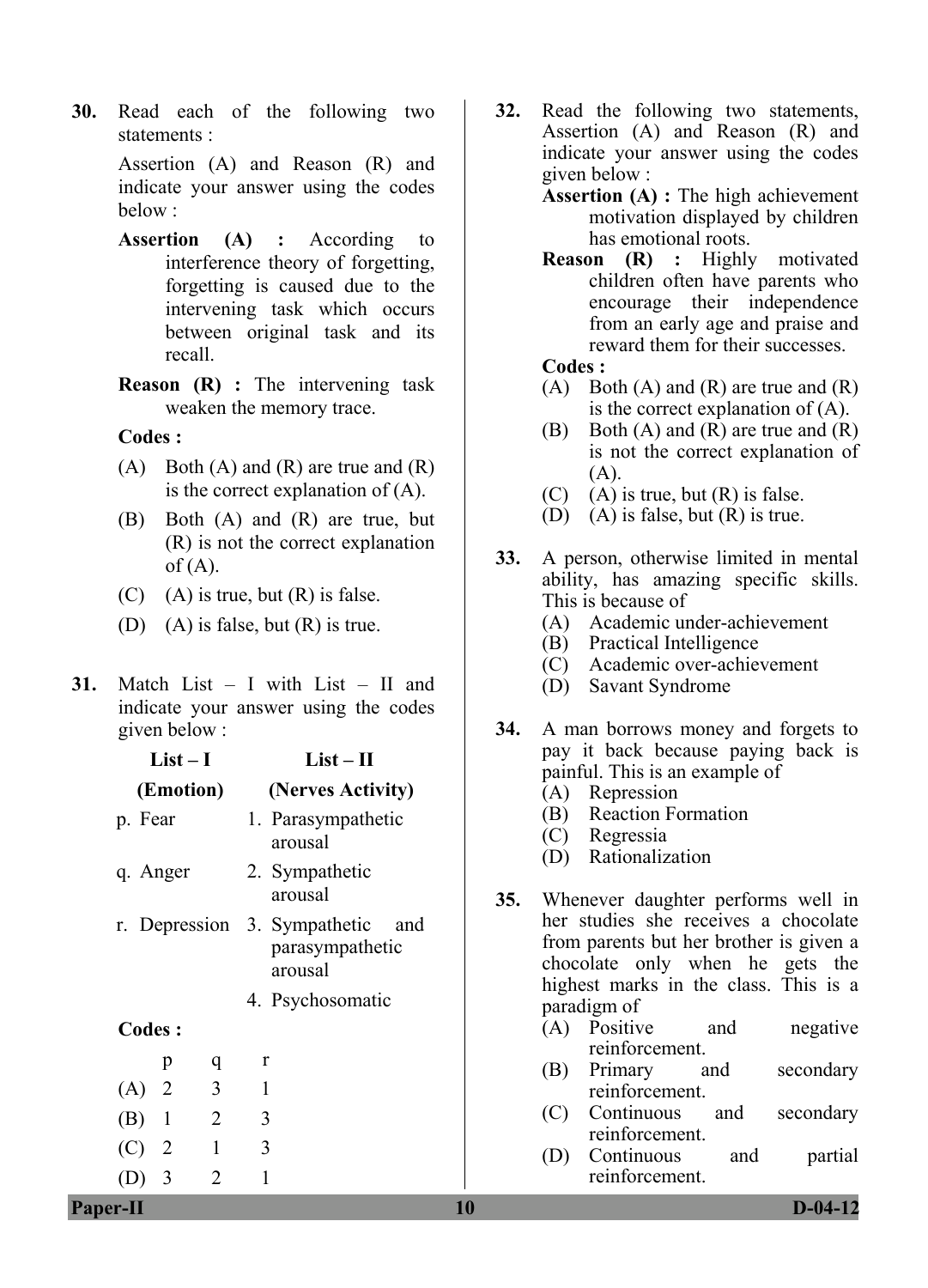**30.** Read each of the following two statements :

Assertion (A) and Reason (R) and indicate your answer using the codes below :

**Assertion (A) :** According to interference theory of forgetting, forgetting is caused due to the intervening task which occurs between original task and its recall.

**Reason (R) :** The intervening task weaken the memory trace.

**Codes :**

(A) Both (A) and (R) are true and (R) is the correct explanation of (A).

(B) Both (A) and (R) are true, but (R) is not the correct explanation of (A).

(C) (A) is true, but (R) is false.

(D) (A) is false, but (R) is true.

**31.** Match List – I with List – II and indicate your answer using the codes given below :

| List – I (Emotion) | List – II (Nerves Activity) |
|---|---|
| p. Fear | 1. Parasympathetic arousal |
| q. Anger | 2. Sympathetic arousal |
| r. Depression | 3. Sympathetic and parasympathetic arousal |
| | 4. Psychosomatic |

**Codes :**

| | p | q | r |
|---|---|---|---|
| (A) | 2 | 3 | 1 |
| (B) | 1 | 2 | 3 |
| (C) | 2 | 1 | 3 |
| (D) | 3 | 2 | 1 |

**32.** Read the following two statements, Assertion (A) and Reason (R) and indicate your answer using the codes given below :

**Assertion (A) :** The high achievement motivation displayed by children has emotional roots.

**Reason (R) :** Highly motivated children often have parents who encourage their independence from an early age and praise and reward them for their successes.

**Codes :**

(A) Both (A) and (R) are true and (R) is the correct explanation of (A).

(B) Both (A) and (R) are true and (R) is not the correct explanation of (A).

(C) (A) is true, but (R) is false.

(D) (A) is false, but (R) is true.

**33.** A person, otherwise limited in mental ability, has amazing specific skills. This is because of

(A) Academic under-achievement

(B) Practical Intelligence

(C) Academic over-achievement

(D) Savant Syndrome

**34.** A man borrows money and forgets to pay it back because paying back is painful. This is an example of

(A) Repression

(B) Reaction Formation

(C) Regressia

(D) Rationalization

**35.** Whenever daughter performs well in her studies she receives a chocolate from parents but her brother is given a chocolate only when he gets the highest marks in the class. This is a paradigm of

(A) Positive and negative reinforcement.

(B) Primary and secondary reinforcement.

(C) Continuous and secondary reinforcement.

(D) Continuous and partial reinforcement.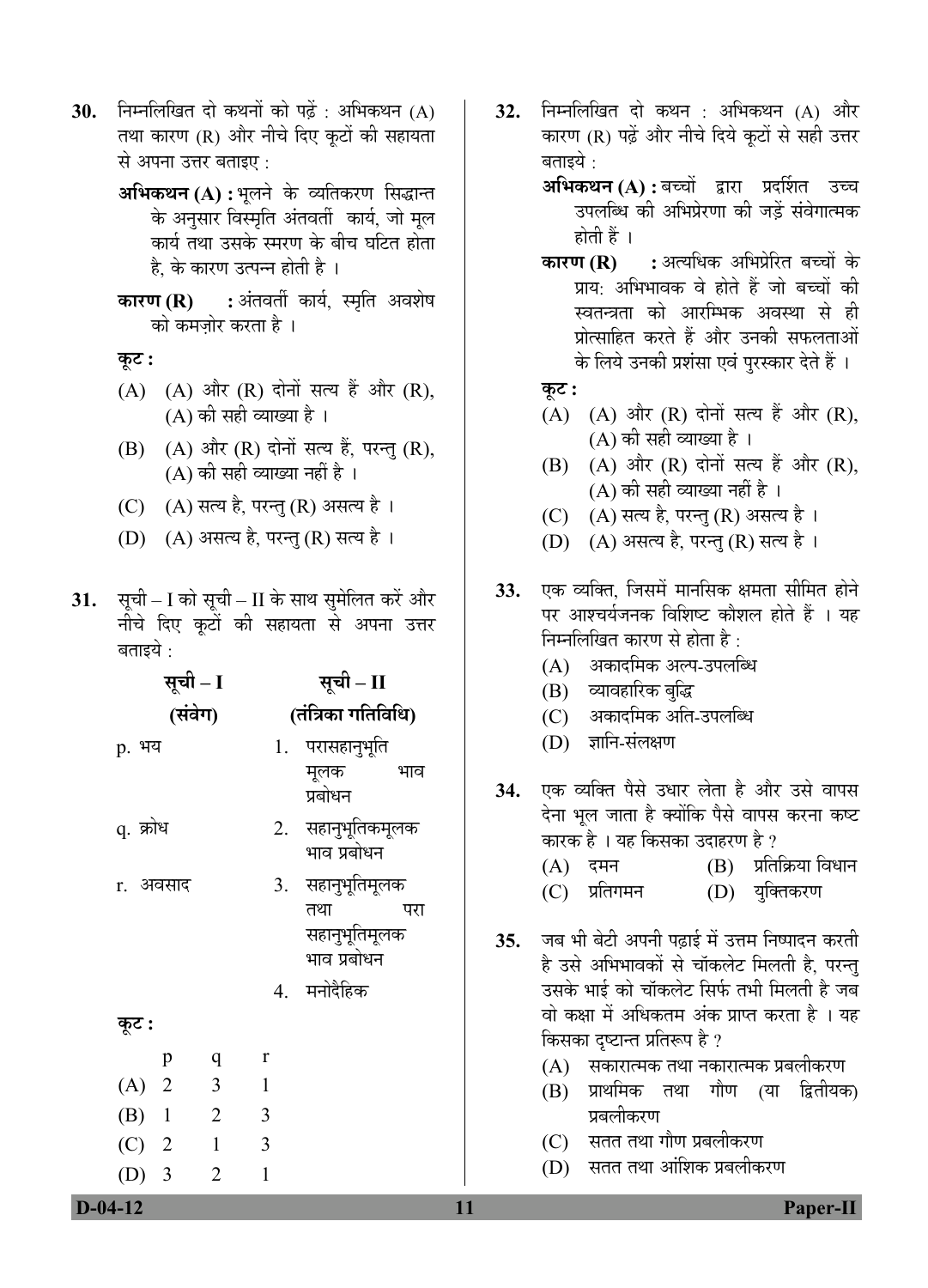**30.** निम्नलिखित दो कथनों को पढ़ें : अभिकथन (A) तथा कारण (R) और नीचे दिए गए कूटों की सहायता से अपना उत्तर बताइए :

**अभिकथन (A) :** भूलने के व्यतिकरण सिद्धान्त के अनुसार विस्मृति अंतवर्ती कार्य, जो मूल कार्य तथा उसके स्मरण के बीच घटित होता है, के कारण उत्पन्न होती है ।

**कारण (R) :** अंतवर्ती कार्य, स्मृति अवशेष को कमज़ोर करता है ।

**कूट :**

(A) (A) और (R) दोनों सत्य हैं और (R), (A) की सही व्याख्या है ।

(B) (A) और (R) दोनों सत्य हैं, परन्तु (R), (A) की सही व्याख्या नहीं है ।

(C) (A) सत्य है, परन्तु (R) असत्य है ।

(D) (A) असत्य है, परन्तु (R) सत्य है ।

**31.** सूची – I को सूची – II के साथ सुमेलित करें और नीचे दिए कूटों की सहायता से अपना उत्तर बताइये :

| सूची – I (संवेग) | सूची – II (तंत्रिका गतिविधि) |
|---|---|
| p. भय | 1. परासहानुभूति मूलक भाव प्रबोधन |
| q. क्रोध | 2. सहानुभूतिकमूलक भाव प्रबोधन |
| r. अवसाद | 3. सहानुभूतिमूलक तथा परा सहानुभूतिमूलक भाव प्रबोधन |
| | 4. मनोदैहिक |

**कूट :**

| | p | q | r |
|---|---|---|---|
| (A) | 2 | 3 | 1 |
| (B) | 1 | 2 | 3 |
| (C) | 2 | 1 | 3 |
| (D) | 3 | 2 | 1 |

**32.** निम्नलिखित दो कथन : अभिकथन (A) और कारण (R) पढ़ें और नीचे दिये कूटों से सही उत्तर बताइये :

**अभिकथन (A) :** बच्चों द्वारा प्रदर्शित उच्च उपलब्धि की अभिप्रेरणा की जड़ें संवेगात्मक होती हैं ।

**कारण (R) :** अत्यधिक अभिप्रेरित बच्चों के प्राय: अभिभावक वे होते हैं जो बच्चों की स्वतन्त्रता को आरम्भिक अवस्था से ही प्रोत्साहित करते हैं और उनकी सफलताओं के लिये उनकी प्रशंसा एवं पुरस्कार देते हैं ।

**कूट :**

(A) (A) और (R) दोनों सत्य हैं और (R), (A) की सही व्याख्या है ।

(B) (A) और (R) दोनों सत्य हैं और (R), (A) की सही व्याख्या नहीं है ।

(C) (A) सत्य है, परन्तु (R) असत्य है ।

(D) (A) असत्य है, परन्तु (R) सत्य है ।

**33.** एक व्यक्ति, जिसमें मानसिक क्षमता सीमित होने पर आश्चर्यजनक विशिष्ट कौशल होते हैं । यह निम्नलिखित कारण से होता है :

(A) अकादमिक अल्प-उपलब्धि

(B) व्यावहारिक बुद्धि

(C) अकादमिक अति-उपलब्धि

(D) ज्ञानि-संलक्षण

**34.** एक व्यक्ति पैसे उधार लेता है और उसे वापस देना भूल जाता है क्योंकि पैसे वापस करना कष्ट कारक है । यह किसका उदाहरण है ?

(A) दमन

(B) प्रतिक्रिया विधान

(C) प्रतिगमन

(D) युक्तिकरण

**35.** जब भी बेटी अपनी पढ़ाई में उत्तम निष्पादन करती है उसे अभिभावकों से चॉकलेट मिलती है, परन्तु उसके भाई को चॉकलेट सिर्फ तभी मिलती है जब वो कक्षा में अधिकतम अंक प्राप्त करता है । यह किसका दृष्टान्त प्रतिरूप है ?

(A) सकारात्मक तथा नकारात्मक प्रबलीकरण

(B) प्राथमिक तथा गौण (या द्वितीयक) प्रबलीकरण

(C) सतत तथा गौण प्रबलीकरण

(D) सतत तथा आंशिक प्रबलीकरण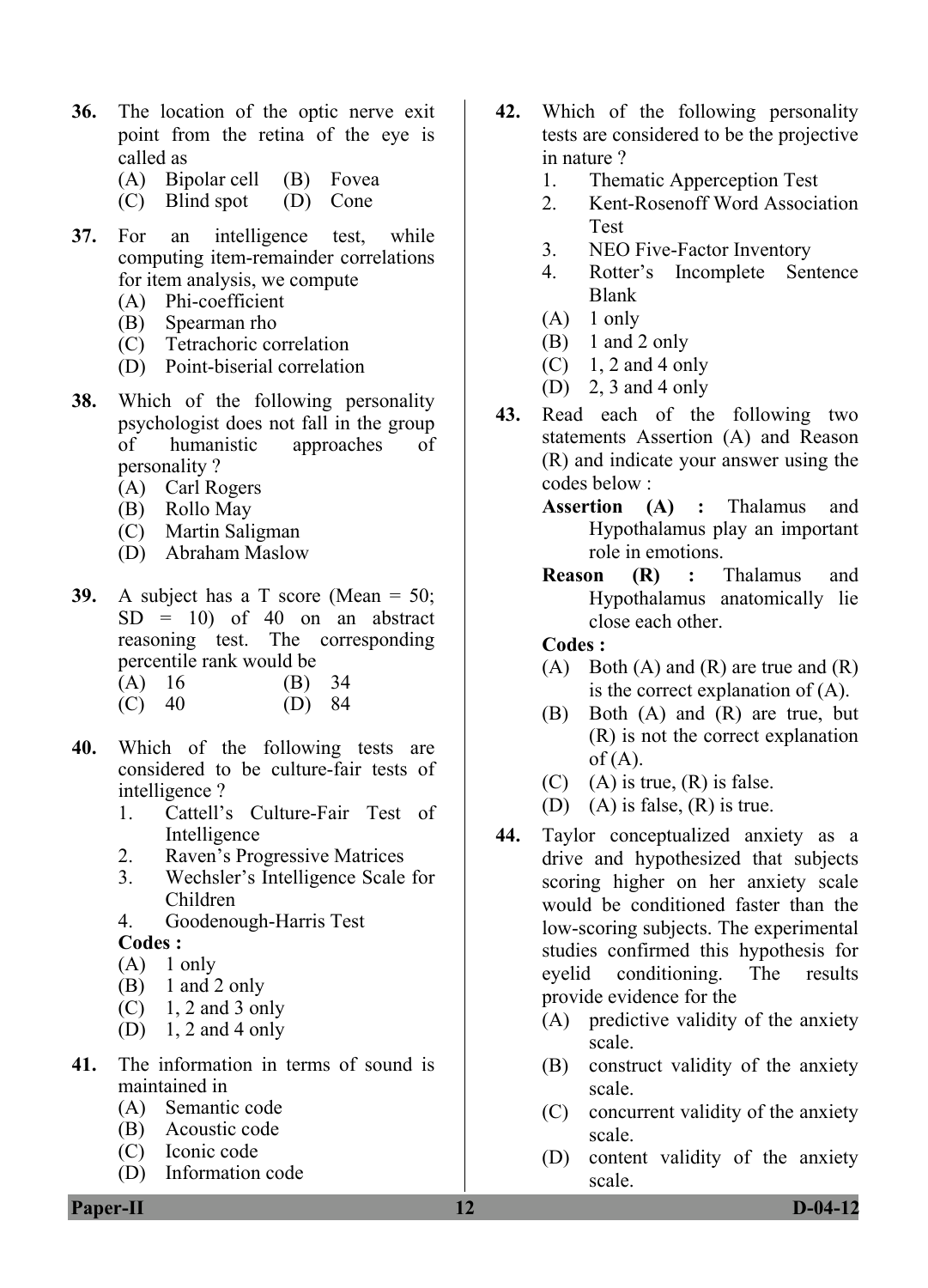**36.** The location of the optic nerve exit point from the retina of the eye is called as

(A) Bipolar cell (B) Fovea
(C) Blind spot (D) Cone

**37.** For an intelligence test, while computing item-remainder correlations for item analysis, we compute

(A) Phi-coefficient
(B) Spearman rho
(C) Tetrachoric correlation
(D) Point-biserial correlation

**38.** Which of the following personality psychologist does not fall in the group of humanistic approaches of personality ?

(A) Carl Rogers
(B) Rollo May
(C) Martin Saligman
(D) Abraham Maslow

**39.** A subject has a T score (Mean = 50; SD = 10) of 40 on an abstract reasoning test. The corresponding percentile rank would be

(A) 16 (B) 34
(C) 40 (D) 84

**40.** Which of the following tests are considered to be culture-fair tests of intelligence ?

1. Cattell's Culture-Fair Test of Intelligence
2. Raven's Progressive Matrices
3. Wechsler's Intelligence Scale for Children
4. Goodenough-Harris Test

**Codes :**

(A) 1 only
(B) 1 and 2 only
(C) 1, 2 and 3 only
(D) 1, 2 and 4 only

**41.** The information in terms of sound is maintained in

(A) Semantic code
(B) Acoustic code
(C) Iconic code
(D) Information code

**42.** Which of the following personality tests are considered to be the projective in nature ?

1. Thematic Apperception Test
2. Kent-Rosenoff Word Association Test
3. NEO Five-Factor Inventory
4. Rotter's Incomplete Sentence Blank

(A) 1 only
(B) 1 and 2 only
(C) 1, 2 and 4 only
(D) 2, 3 and 4 only

**43.** Read each of the following two statements Assertion (A) and Reason (R) and indicate your answer using the codes below :

**Assertion (A) :** Thalamus and Hypothalamus play an important role in emotions.

**Reason (R) :** Thalamus and Hypothalamus anatomically lie close each other.

**Codes :**

(A) Both (A) and (R) are true and (R) is the correct explanation of (A).
(B) Both (A) and (R) are true, but (R) is not the correct explanation of (A).
(C) (A) is true, (R) is false.
(D) (A) is false, (R) is true.

**44.** Taylor conceptualized anxiety as a drive and hypothesized that subjects scoring higher on her anxiety scale would be conditioned faster than the low-scoring subjects. The experimental studies confirmed this hypothesis for eyelid conditioning. The results provide evidence for the

(A) predictive validity of the anxiety scale.
(B) construct validity of the anxiety scale.
(C) concurrent validity of the anxiety scale.
(D) content validity of the anxiety scale.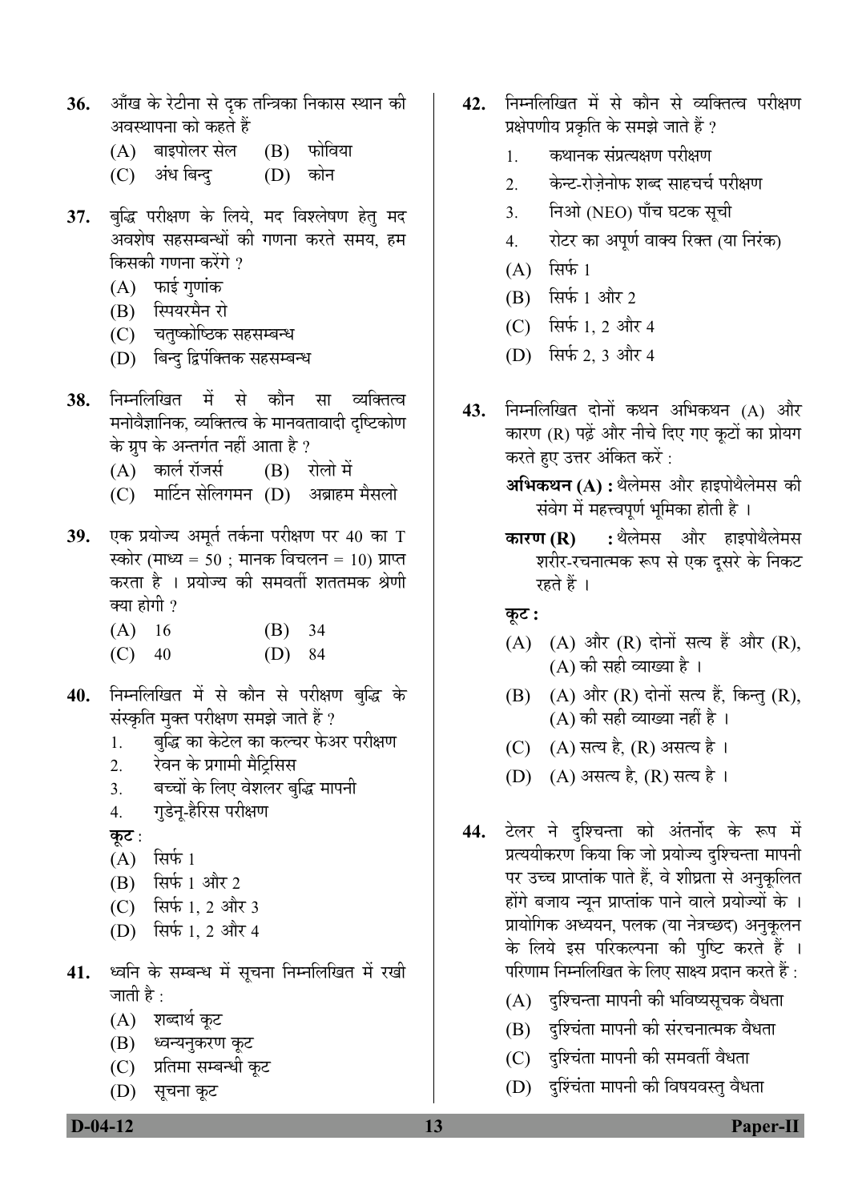36. आँख के रेटीना से दृक तन्त्रिका निकास स्थान की अवस्थापना को कहते हैं

    (A) बाइपोलर सेल  (B) फोविया
    (C) अंध बिन्दु  (D) कोन

37. बुद्धि परीक्षण के लिये, मद विश्लेषण हेतु मद अवशेष सहसम्बन्धों की गणना करते समय, हम किसकी गणना करेंगे ?

    (A) फाई गुणांक
    (B) स्पियरमैन रो
    (C) चतुष्कोष्ठिक सहसम्बन्ध
    (D) बिन्दु द्विपंक्तिक सहसम्बन्ध

38. निम्नलिखित में से कौन सा व्यक्तित्व मनोवैज्ञानिक, व्यक्तित्व के मानवतावादी दृष्टिकोण के ग्रुप के अन्तर्गत नहीं आता है ?

    (A) कार्ल रॉजर्स  (B) रोलो में
    (C) मार्टिन सेलिगमन  (D) अब्राहम मैसलो

39. एक प्रयोज्य अमूर्त तर्कना परीक्षण पर 40 का T स्कोर (माध्य = 50 ; मानक विचलन = 10) प्राप्त करता है । प्रयोज्य की समवर्ती शततमक श्रेणी क्या होगी ?

    (A) 16  (B) 34
    (C) 40  (D) 84

40. निम्नलिखित में से कौन से परीक्षण बुद्धि के संस्कृति मुक्त परीक्षण समझे जाते हैं ?

    1. बुद्धि का केटेल का कल्चर फेअर परीक्षण
    2. रेवन के प्रगामी मैट्रिसिस
    3. बच्चों के लिए वेशलर बुद्धि मापनी
    4. गुडेनू-हैरिस परीक्षण

    **कूट** :

    (A) सिर्फ 1
    (B) सिर्फ 1 और 2
    (C) सिर्फ 1, 2 और 3
    (D) सिर्फ 1, 2 और 4

41. ध्वनि के सम्बन्ध में सूचना निम्नलिखित में रखी जाती है :

    (A) शब्दार्थ कूट
    (B) ध्वन्यनुकरण कूट
    (C) प्रतिमा सम्बन्धी कूट
    (D) सूचना कूट

42. निम्नलिखित में से कौन से व्यक्तित्व परीक्षण प्रक्षेपणीय प्रकृति के समझे जाते हैं ?

    1. कथानक संप्रत्यक्षण परीक्षण
    2. केन्ट-रोज़ेनोफ शब्द साहचर्च परीक्षण
    3. निओ (NEO) पाँच घटक सूची
    4. रोटर का अपूर्ण वाक्य रिक्त (या निरंक)

    (A) सिर्फ 1
    (B) सिर्फ 1 और 2
    (C) सिर्फ 1, 2 और 4
    (D) सिर्फ 2, 3 और 4

43. निम्नलिखित दोनों कथन अभिकथन (A) और कारण (R) पढ़ें और नीचे दिए गए कूटों का प्रयोग करते हुए उत्तर अंकित करें :

    **अभिकथन (A) :** थैलेमस और हाइपोथैलेमस की संवेग में महत्त्वपूर्ण भूमिका होती है ।

    **कारण (R) :** थैलेमस और हाइपोथैलेमस शरीर-रचनात्मक रूप से एक दूसरे के निकट रहते हैं ।

    **कूट :**

    (A) (A) और (R) दोनों सत्य हैं और (R), (A) की सही व्याख्या है ।
    (B) (A) और (R) दोनों सत्य हैं, किन्तु (R), (A) की सही व्याख्या नहीं है ।
    (C) (A) सत्य है, (R) असत्य है ।
    (D) (A) असत्य है, (R) सत्य है ।

44. टेलर ने दुश्चिन्ता को अंतर्नोद के रूप में प्रत्ययीकरण किया कि जो प्रयोज्य दुश्चिन्ता मापनी पर उच्च प्राप्तांक पाते हैं, वे शीघ्रता से अनुकूलित होंगे बजाय न्यून प्राप्तांक पाने वाले प्रयोज्यों के । प्रायोगिक अध्ययन, पलक (या नेत्रच्छद) अनुकूलन के लिये इस परिकल्पना की पुष्टि करते हैं । परिणाम निम्नलिखित के लिए साक्ष्य प्रदान करते हैं :

    (A) दुश्चिन्ता मापनी की भविष्यसूचक वैधता
    (B) दुश्चिंता मापनी की संरचनात्मक वैधता
    (C) दुश्चिंता मापनी की समवर्ती वैधता
    (D) दुश्चिंता मापनी की विषयवस्तु वैधता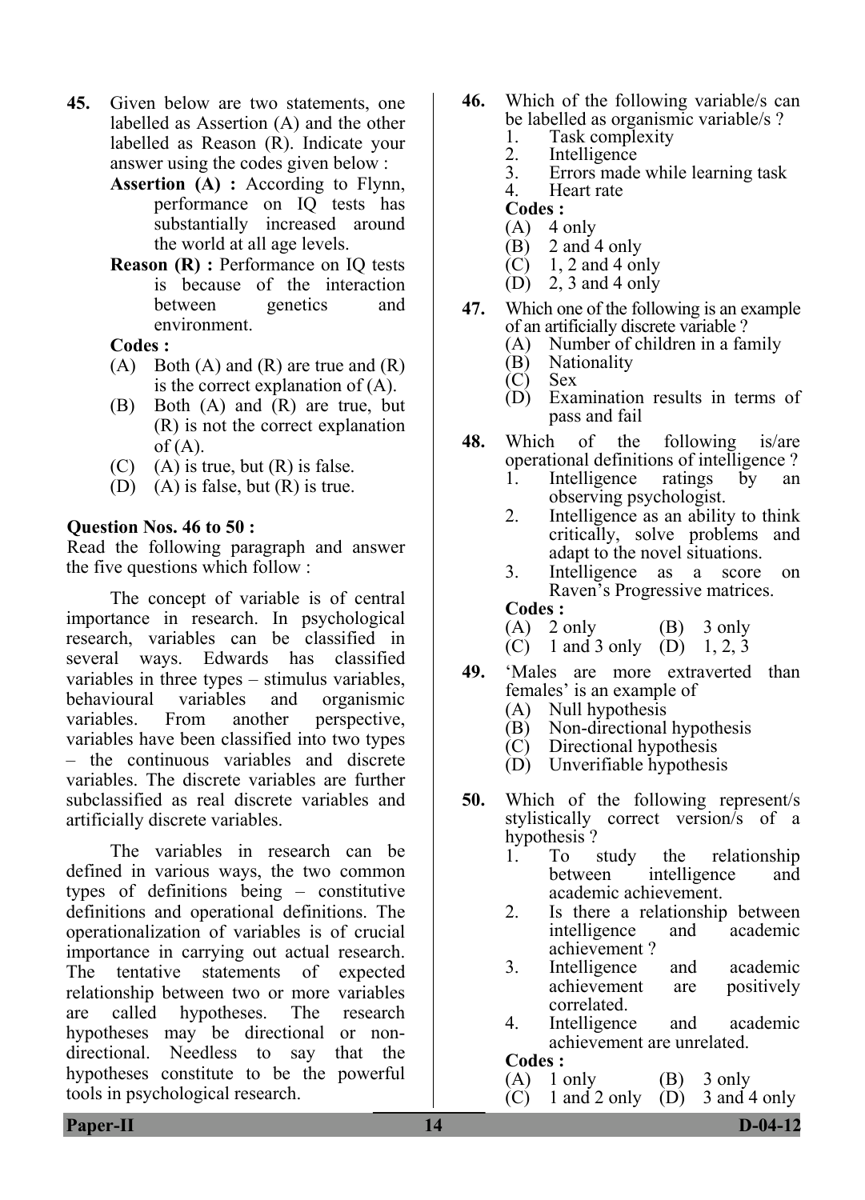**45.** Given below are two statements, one labelled as Assertion (A) and the other labelled as Reason (R). Indicate your answer using the codes given below :

**Assertion (A) :** According to Flynn, performance on IQ tests has substantially increased around the world at all age levels.

**Reason (R) :** Performance on IQ tests is because of the interaction between genetics and environment.

**Codes :**

(A) Both (A) and (R) are true and (R) is the correct explanation of (A).
(B) Both (A) and (R) are true, but (R) is not the correct explanation of (A).
(C) (A) is true, but (R) is false.
(D) (A) is false, but (R) is true.

**Question Nos. 46 to 50 :**
Read the following paragraph and answer the five questions which follow :

The concept of variable is of central importance in research. In psychological research, variables can be classified in several ways. Edwards has classified variables in three types – stimulus variables, behavioural variables and organismic variables. From another perspective, variables have been classified into two types – the continuous variables and discrete variables. The discrete variables are further subclassified as real discrete variables and artificially discrete variables.

The variables in research can be defined in various ways, the two common types of definitions being – constitutive definitions and operational definitions. The operationalization of variables is of crucial importance in carrying out actual research. The tentative statements of expected relationship between two or more variables are called hypotheses. The research hypotheses may be directional or non-directional. Needless to say that the hypotheses constitute to be the powerful tools in psychological research.

**46.** Which of the following variable/s can be labelled as organismic variable/s ?

1. Task complexity
2. Intelligence
3. Errors made while learning task
4. Heart rate

**Codes :**

(A) 4 only
(B) 2 and 4 only
(C) 1, 2 and 4 only
(D) 2, 3 and 4 only

**47.** Which one of the following is an example of an artificially discrete variable ?

(A) Number of children in a family
(B) Nationality
(C) Sex
(D) Examination results in terms of pass and fail

**48.** Which of the following is/are operational definitions of intelligence ?

1. Intelligence ratings by an observing psychologist.
2. Intelligence as an ability to think critically, solve problems and adapt to the novel situations.
3. Intelligence as a score on Raven's Progressive matrices.

**Codes :**

(A) 2 only (B) 3 only
(C) 1 and 3 only (D) 1, 2, 3

**49.** 'Males are more extraverted than females' is an example of

(A) Null hypothesis
(B) Non-directional hypothesis
(C) Directional hypothesis
(D) Unverifiable hypothesis

**50.** Which of the following represent/s stylistically correct version/s of a hypothesis ?

1. To study the relationship between intelligence and academic achievement.
2. Is there a relationship between intelligence and academic achievement ?
3. Intelligence and academic achievement are positively correlated.
4. Intelligence and academic achievement are unrelated.

**Codes :**

(A) 1 only (B) 3 only
(C) 1 and 2 only (D) 3 and 4 only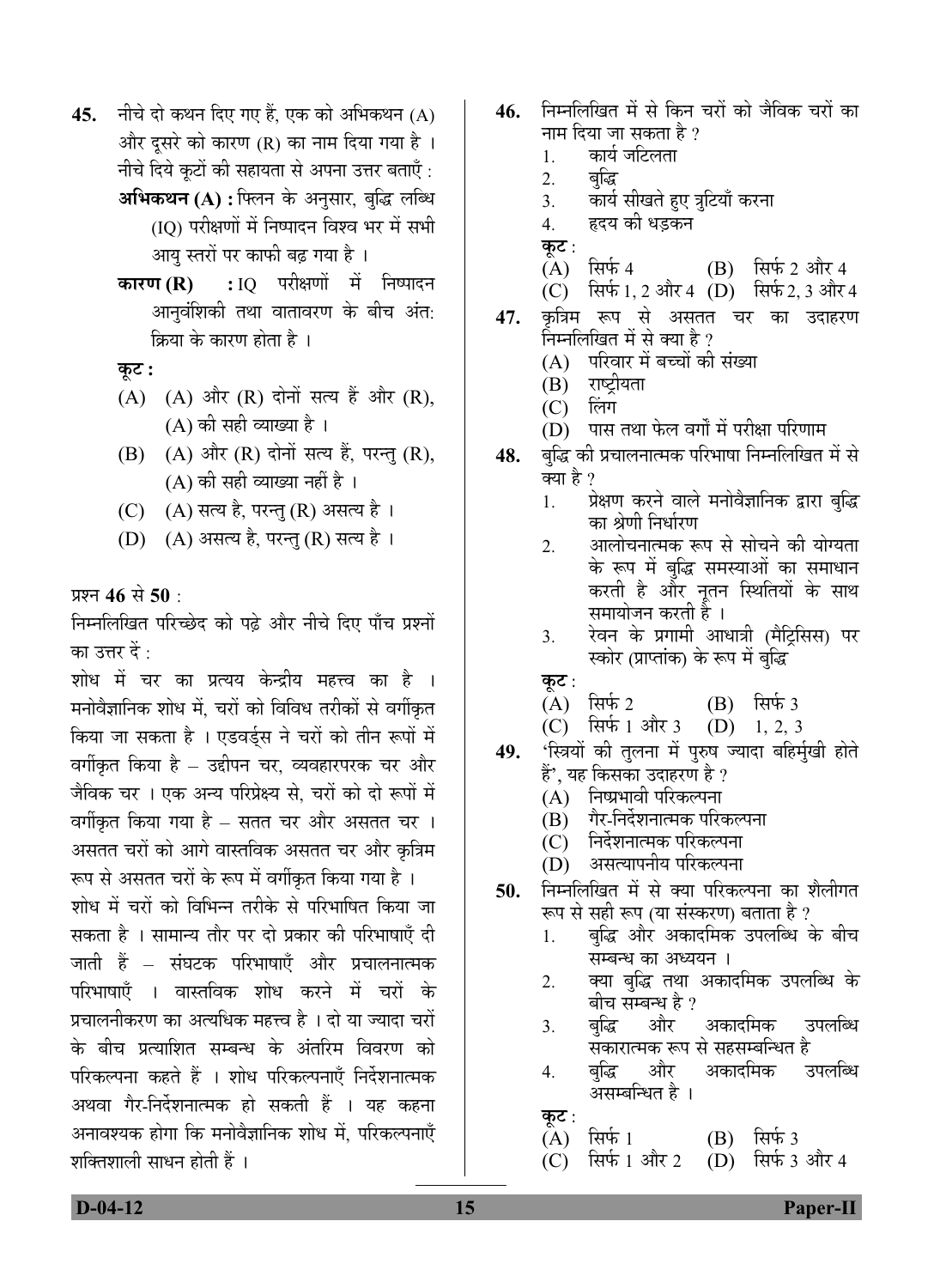45. नीचे दो कथन दिए गए हैं, एक को अभिकथन (A) और दूसरे को कारण (R) का नाम दिया गया है । नीचे दिये कूटों की सहायता से अपना उत्तर बताएँ :

**अभिकथन (A) :** फ्लिन के अनुसार, बुद्धि लब्धि (IQ) परीक्षणों में निष्पादन विश्व भर में सभी आयु स्तरों पर काफी बढ़ गया है ।

**कारण (R) :** IQ परीक्षणों में निष्पादन आनुवंशिकी तथा वातावरण के बीच अंत: क्रिया के कारण होता है ।

**कूट :**

(A) (A) और (R) दोनों सत्य हैं और (R), (A) की सही व्याख्या है ।

(B) (A) और (R) दोनों सत्य हैं, परन्तु (R), (A) की सही व्याख्या नहीं है ।

(C) (A) सत्य है, परन्तु (R) असत्य है ।

(D) (A) असत्य है, परन्तु (R) सत्य है ।

प्रश्न **46** से **50** :

निम्नलिखित परिच्छेद को पढ़े और नीचे दिए पाँच प्रश्नों का उत्तर दें :

शोध में चर का प्रत्यय केन्द्रीय महत्त्व का है । मनोवैज्ञानिक शोध में, चरों को विविध तरीकों से वर्गीकृत किया जा सकता है । एडवर्ड्स ने चरों को तीन रूपों में वर्गीकृत किया है – उद्दीपन चर, व्यवहारपरक चर और जैविक चर । एक अन्य परिप्रेक्ष्य से, चरों को दो रूपों में वर्गीकृत किया गया है – सतत चर और असतत चर । असतत चरों को आगे वास्तविक असतत चर और कृत्रिम रूप से असतत चरों के रूप में वर्गीकृत किया गया है । शोध में चरों को विभिन्न तरीके से परिभाषित किया जा सकता है । सामान्य तौर पर दो प्रकार की परिभाषाएँ दी जाती हैं – संघटक परिभाषाएँ और प्रचालनात्मक परिभाषाएँ । वास्तविक शोध करने में चरों के प्रचालनीकरण का अत्यधिक महत्त्व है । दो या ज्यादा चरों के बीच प्रत्याशित सम्बन्ध के अंतरिम विवरण को परिकल्पना कहते हैं । शोध परिकल्पनाएँ निर्देशनात्मक अथवा गैर-निर्देशनात्मक हो सकती हैं । यह कहना अनावश्यक होगा कि मनोवैज्ञानिक शोध में, परिकल्पनाएँ शक्तिशाली साधन होती हैं ।

46. निम्नलिखित में से किन चरों को जैविक चरों का नाम दिया जा सकता है ?

1. कार्य जटिलता
2. बुद्धि
3. कार्य सीखते हुए त्रुटियाँ करना
4. हृदय की धड़कन

**कूट :**

(A) सिर्फ 4 (B) सिर्फ 2 और 4

(C) सिर्फ 1, 2 और 4 (D) सिर्फ 2, 3 और 4

47. कृत्रिम रूप से असतत चर का उदाहरण निम्नलिखित में से क्या है ?

(A) परिवार में बच्चों की संख्या

(B) राष्ट्रीयता

(C) लिंग

(D) पास तथा फेल वर्गों में परीक्षा परिणाम

48. बुद्धि की प्रचालनात्मक परिभाषा निम्नलिखित में से क्या है ?

1. प्रेक्षण करने वाले मनोवैज्ञानिक द्वारा बुद्धि का श्रेणी निर्धारण
2. आलोचनात्मक रूप से सोचने की योग्यता के रूप में बुद्धि समस्याओं का समाधान करती है और नूतन स्थितियों के साथ समायोजन करती है ।
3. रेवन के प्रगामी आधात्री (मैट्रिसिस) पर स्कोर (प्राप्तांक) के रूप में बुद्धि

**कूट :**

(A) सिर्फ 2 (B) सिर्फ 3

(C) सिर्फ 1 और 3 (D) 1, 2, 3

49. 'स्त्रियों की तुलना में पुरुष ज्यादा बहिर्मुखी होते हैं', यह किसका उदाहरण है ?

(A) निष्प्रभावी परिकल्पना

(B) गैर-निर्देशनात्मक परिकल्पना

(C) निर्देशनात्मक परिकल्पना

(D) असत्यापनीय परिकल्पना

50. निम्नलिखित में से क्या परिकल्पना का शैलीगत रूप से सही रूप (या संस्करण) बताता है ?

1. बुद्धि और अकादमिक उपलब्धि के बीच सम्बन्ध का अध्ययन ।
2. क्या बुद्धि तथा अकादमिक उपलब्धि के बीच सम्बन्ध है ?
3. बुद्धि और अकादमिक उपलब्धि सकारात्मक रूप से सहसम्बन्धित है
4. बुद्धि और अकादमिक उपलब्धि असम्बन्धित है ।

**कूट :**

(A) सिर्फ 1 (B) सिर्फ 3

(C) सिर्फ 1 और 2 (D) सिर्फ 3 और 4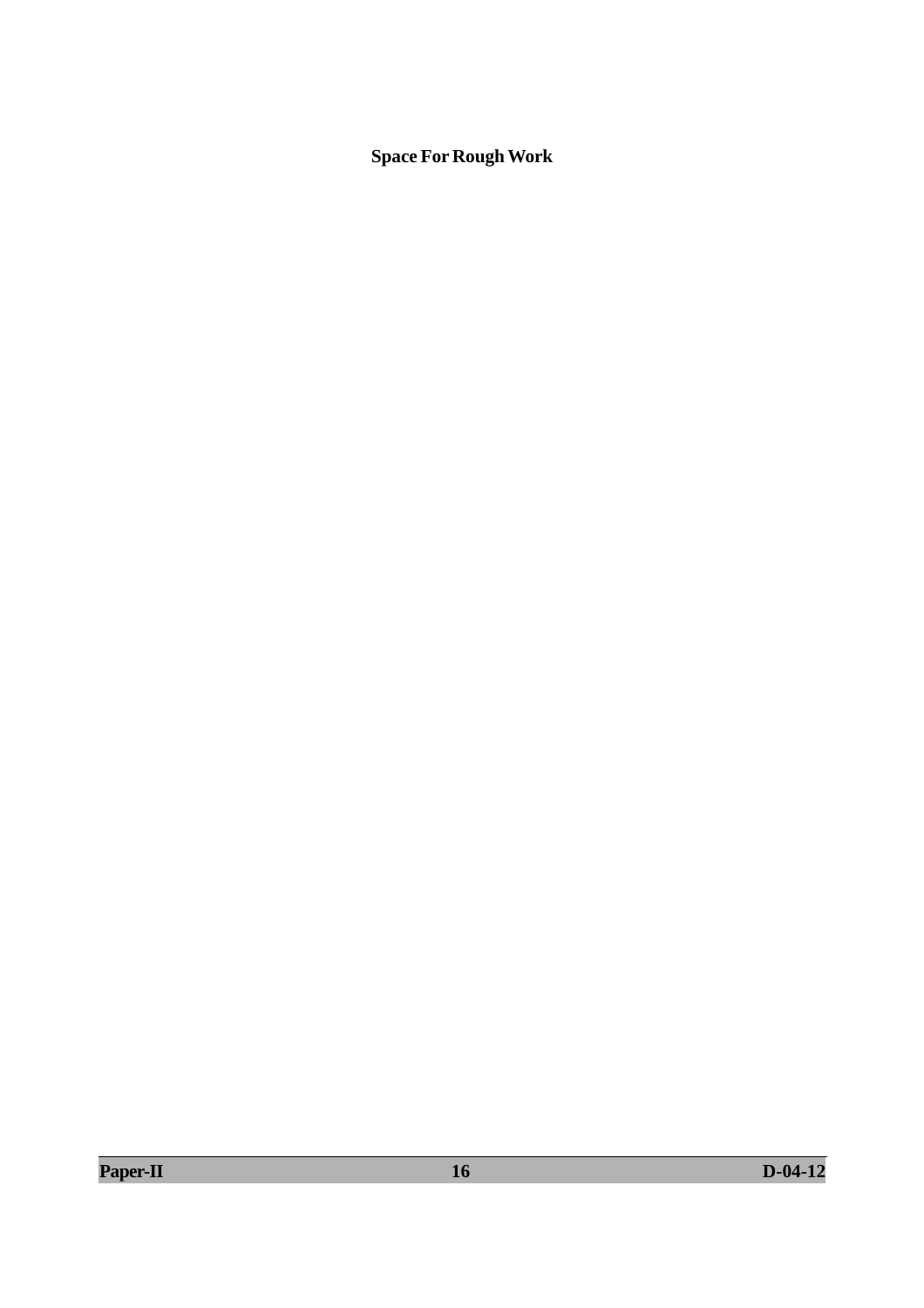**Space For Rough Work**